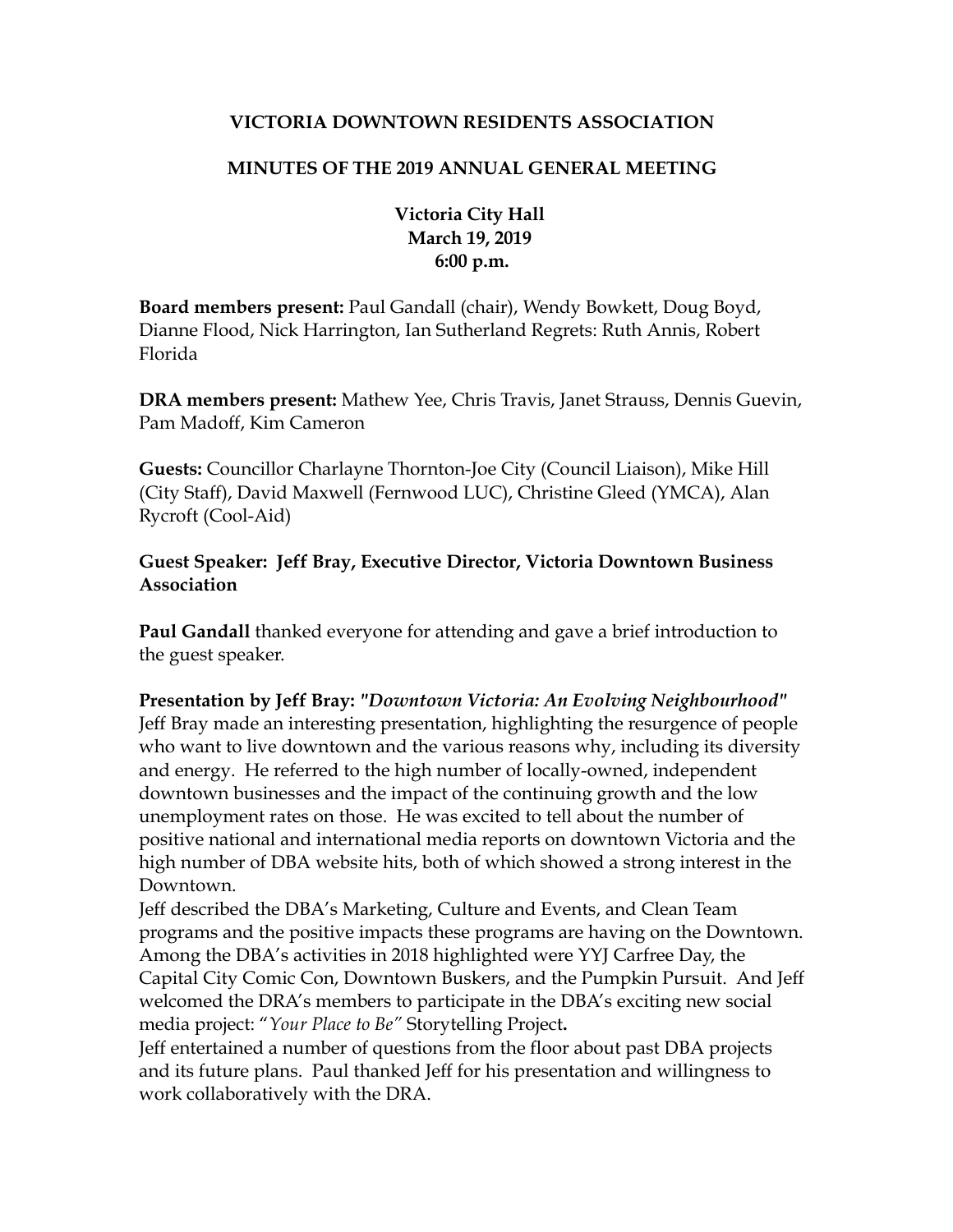# VICTORIA DOWNTOWN RESIDENTS ASSOCIATION

## MINUTES OF THE 2019 ANNUAL GENERAL MEETING

**Victoria City Hall**
**March 19, 2019**
**6:00 p.m.**

**Board members present:** Paul Gandall (chair), Wendy Bowkett, Doug Boyd, Dianne Flood, Nick Harrington, Ian Sutherland Regrets: Ruth Annis, Robert Florida

**DRA members present:** Mathew Yee, Chris Travis, Janet Strauss, Dennis Guevin, Pam Madoff, Kim Cameron

**Guests:** Councillor Charlayne Thornton-Joe City (Council Liaison), Mike Hill (City Staff), David Maxwell (Fernwood LUC), Christine Gleed (YMCA), Alan Rycroft (Cool-Aid)

**Guest Speaker: Jeff Bray, Executive Director, Victoria Downtown Business Association**

**Paul Gandall** thanked everyone for attending and gave a brief introduction to the guest speaker.

**Presentation by Jeff Bray:** ***"Downtown Victoria: An Evolving Neighbourhood"***
Jeff Bray made an interesting presentation, highlighting the resurgence of people who want to live downtown and the various reasons why, including its diversity and energy. He referred to the high number of locally-owned, independent downtown businesses and the impact of the continuing growth and the low unemployment rates on those. He was excited to tell about the number of positive national and international media reports on downtown Victoria and the high number of DBA website hits, both of which showed a strong interest in the Downtown.
Jeff described the DBA's Marketing, Culture and Events, and Clean Team programs and the positive impacts these programs are having on the Downtown. Among the DBA's activities in 2018 highlighted were YYJ Carfree Day, the Capital City Comic Con, Downtown Buskers, and the Pumpkin Pursuit. And Jeff welcomed the DRA's members to participate in the DBA's exciting new social media project: "*Your Place to Be*" Storytelling Project**.**
Jeff entertained a number of questions from the floor about past DBA projects and its future plans. Paul thanked Jeff for his presentation and willingness to work collaboratively with the DRA.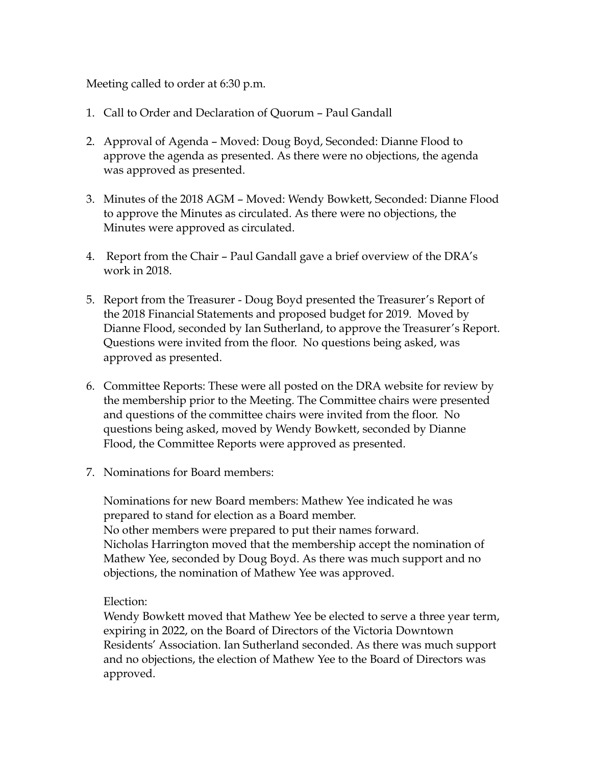Meeting called to order at 6:30 p.m.

1. Call to Order and Declaration of Quorum – Paul Gandall

2. Approval of Agenda – Moved: Doug Boyd, Seconded: Dianne Flood to approve the agenda as presented. As there were no objections, the agenda was approved as presented.

3. Minutes of the 2018 AGM – Moved: Wendy Bowkett, Seconded: Dianne Flood to approve the Minutes as circulated. As there were no objections, the Minutes were approved as circulated.

4. Report from the Chair – Paul Gandall gave a brief overview of the DRA's work in 2018.

5. Report from the Treasurer - Doug Boyd presented the Treasurer's Report of the 2018 Financial Statements and proposed budget for 2019. Moved by Dianne Flood, seconded by Ian Sutherland, to approve the Treasurer's Report. Questions were invited from the floor. No questions being asked, was approved as presented.

6. Committee Reports: These were all posted on the DRA website for review by the membership prior to the Meeting. The Committee chairs were presented and questions of the committee chairs were invited from the floor. No questions being asked, moved by Wendy Bowkett, seconded by Dianne Flood, the Committee Reports were approved as presented.

7. Nominations for Board members:

   Nominations for new Board members: Mathew Yee indicated he was prepared to stand for election as a Board member.
   No other members were prepared to put their names forward.
   Nicholas Harrington moved that the membership accept the nomination of Mathew Yee, seconded by Doug Boyd. As there was much support and no objections, the nomination of Mathew Yee was approved.

   Election:
   Wendy Bowkett moved that Mathew Yee be elected to serve a three year term, expiring in 2022, on the Board of Directors of the Victoria Downtown Residents' Association. Ian Sutherland seconded. As there was much support and no objections, the election of Mathew Yee to the Board of Directors was approved.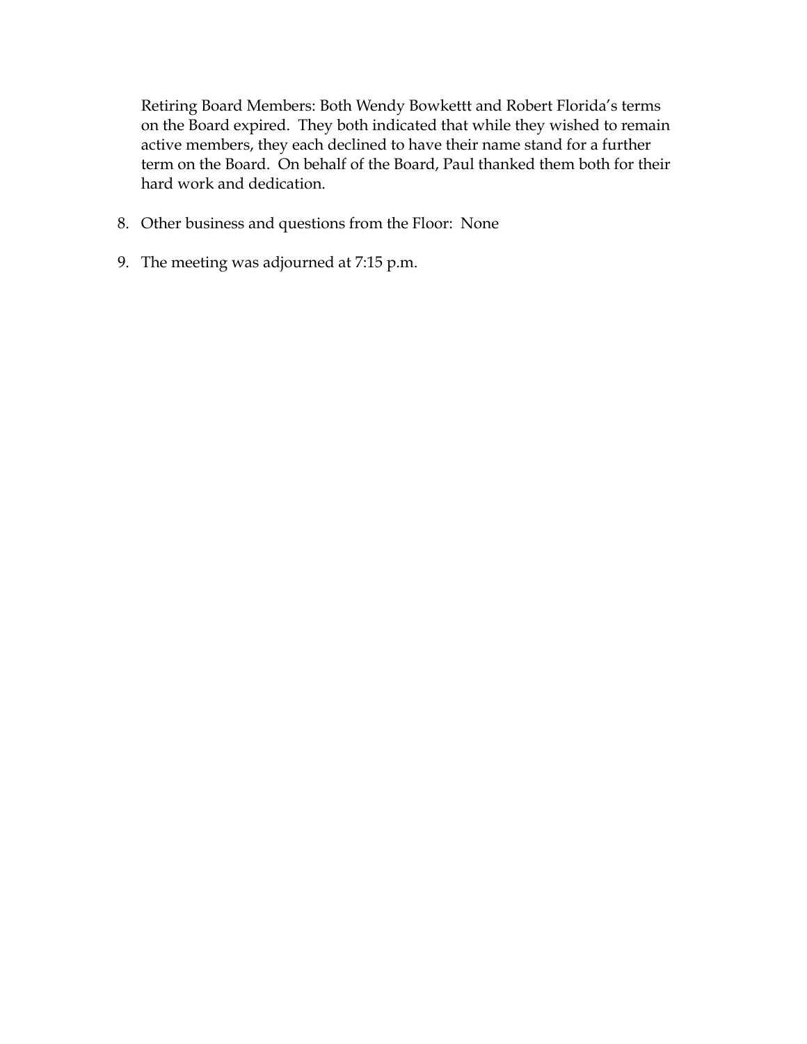Retiring Board Members: Both Wendy Bowkettt and Robert Florida's terms on the Board expired. They both indicated that while they wished to remain active members, they each declined to have their name stand for a further term on the Board. On behalf of the Board, Paul thanked them both for their hard work and dedication.

8. Other business and questions from the Floor: None

9. The meeting was adjourned at 7:15 p.m.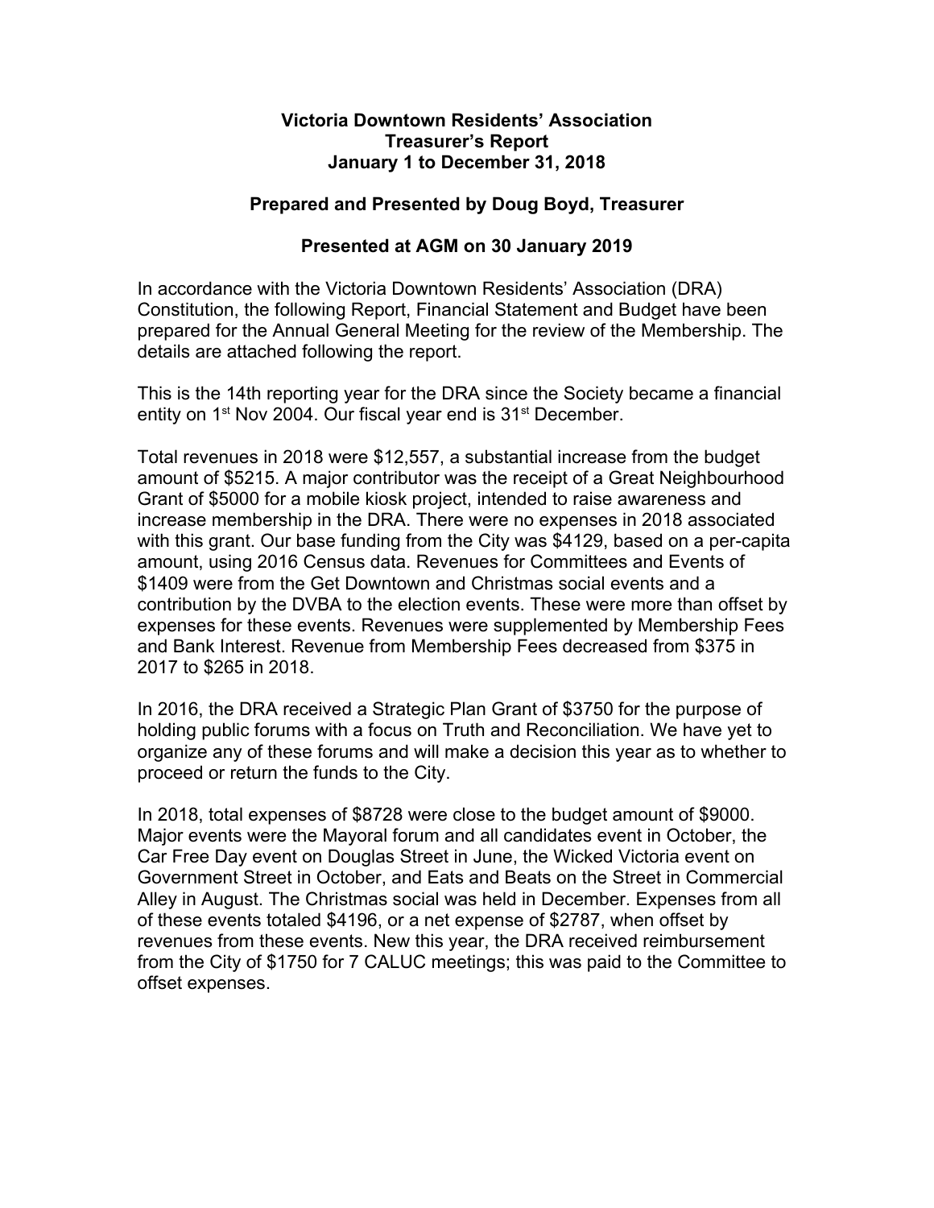**Victoria Downtown Residents' Association**
**Treasurer's Report**
**January 1 to December 31, 2018**

**Prepared and Presented by Doug Boyd, Treasurer**

**Presented at AGM on 30 January 2019**

In accordance with the Victoria Downtown Residents' Association (DRA) Constitution, the following Report, Financial Statement and Budget have been prepared for the Annual General Meeting for the review of the Membership. The details are attached following the report.

This is the 14th reporting year for the DRA since the Society became a financial entity on 1st Nov 2004. Our fiscal year end is 31st December.

Total revenues in 2018 were $12,557, a substantial increase from the budget amount of $5215. A major contributor was the receipt of a Great Neighbourhood Grant of $5000 for a mobile kiosk project, intended to raise awareness and increase membership in the DRA. There were no expenses in 2018 associated with this grant. Our base funding from the City was $4129, based on a per-capita amount, using 2016 Census data. Revenues for Committees and Events of $1409 were from the Get Downtown and Christmas social events and a contribution by the DVBA to the election events. These were more than offset by expenses for these events. Revenues were supplemented by Membership Fees and Bank Interest. Revenue from Membership Fees decreased from $375 in 2017 to $265 in 2018.

In 2016, the DRA received a Strategic Plan Grant of $3750 for the purpose of holding public forums with a focus on Truth and Reconciliation. We have yet to organize any of these forums and will make a decision this year as to whether to proceed or return the funds to the City.

In 2018, total expenses of $8728 were close to the budget amount of $9000. Major events were the Mayoral forum and all candidates event in October, the Car Free Day event on Douglas Street in June, the Wicked Victoria event on Government Street in October, and Eats and Beats on the Street in Commercial Alley in August. The Christmas social was held in December. Expenses from all of these events totaled $4196, or a net expense of $2787, when offset by revenues from these events. New this year, the DRA received reimbursement from the City of $1750 for 7 CALUC meetings; this was paid to the Committee to offset expenses.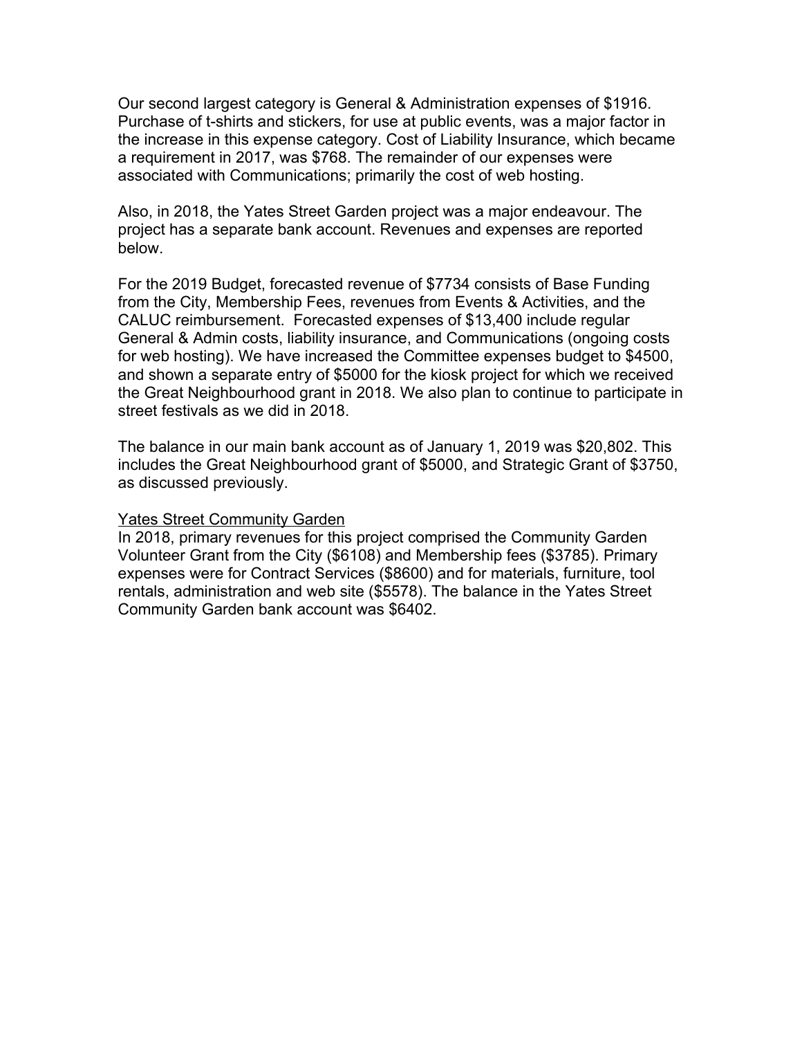Our second largest category is General & Administration expenses of $1916. Purchase of t-shirts and stickers, for use at public events, was a major factor in the increase in this expense category. Cost of Liability Insurance, which became a requirement in 2017, was $768. The remainder of our expenses were associated with Communications; primarily the cost of web hosting.

Also, in 2018, the Yates Street Garden project was a major endeavour. The project has a separate bank account. Revenues and expenses are reported below.

For the 2019 Budget, forecasted revenue of $7734 consists of Base Funding from the City, Membership Fees, revenues from Events & Activities, and the CALUC reimbursement. Forecasted expenses of $13,400 include regular General & Admin costs, liability insurance, and Communications (ongoing costs for web hosting). We have increased the Committee expenses budget to $4500, and shown a separate entry of $5000 for the kiosk project for which we received the Great Neighbourhood grant in 2018. We also plan to continue to participate in street festivals as we did in 2018.

The balance in our main bank account as of January 1, 2019 was $20,802. This includes the Great Neighbourhood grant of $5000, and Strategic Grant of $3750, as discussed previously.

<u>Yates Street Community Garden</u>

In 2018, primary revenues for this project comprised the Community Garden Volunteer Grant from the City ($6108) and Membership fees ($3785). Primary expenses were for Contract Services ($8600) and for materials, furniture, tool rentals, administration and web site ($5578). The balance in the Yates Street Community Garden bank account was $6402.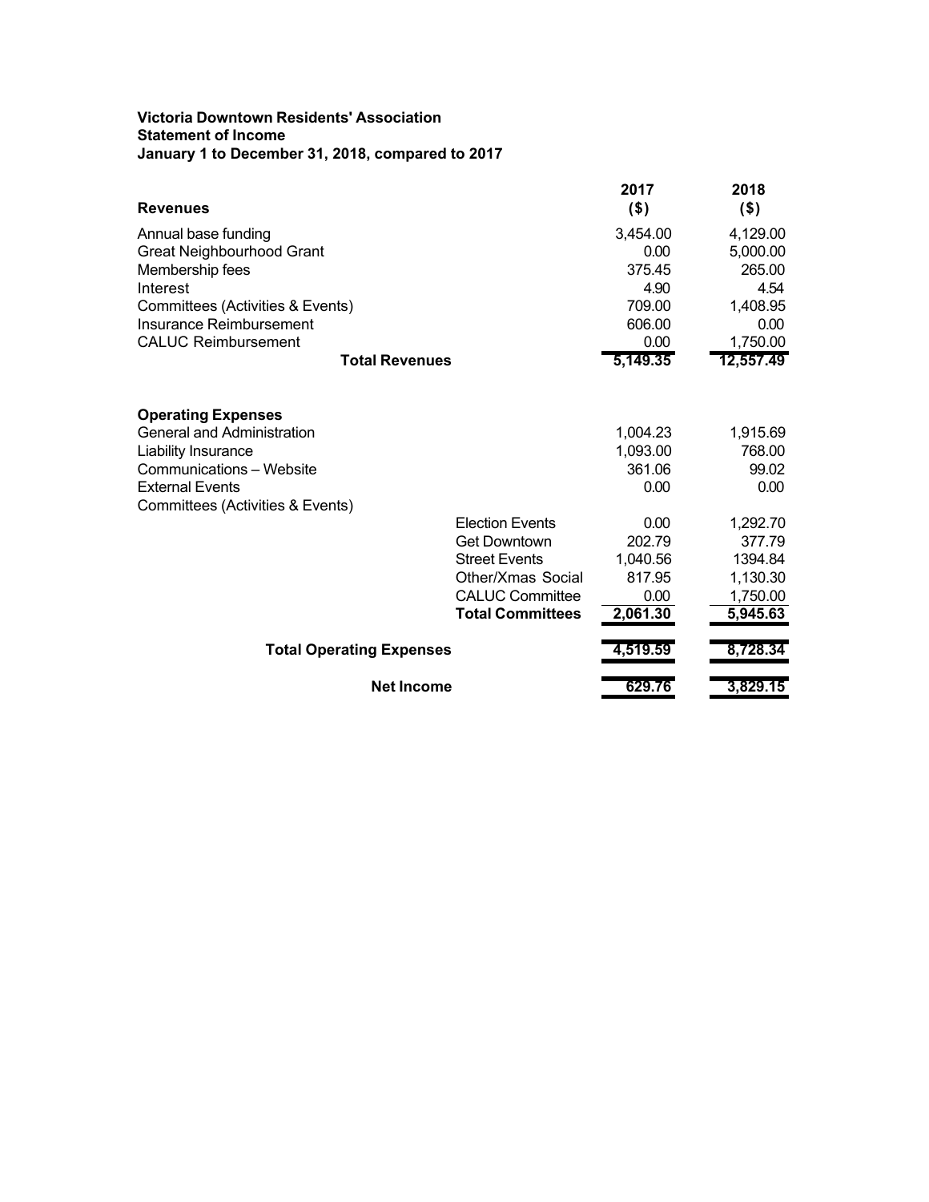**Victoria Downtown Residents' Association**
**Statement of Income**
**January 1 to December 31, 2018, compared to 2017**

| **Revenues** | | **2017 ($)** | **2018 ($)** |
|---|---|---|---|
| Annual base funding | | 3,454.00 | 4,129.00 |
| Great Neighbourhood Grant | | 0.00 | 5,000.00 |
| Membership fees | | 375.45 | 265.00 |
| Interest | | 4.90 | 4.54 |
| Committees (Activities & Events) | | 709.00 | 1,408.95 |
| Insurance Reimbursement | | 606.00 | 0.00 |
| CALUC Reimbursement | | 0.00 | 1,750.00 |
| **Total Revenues** | | **5,149.35** | **12,557.49** |
| | | | |
| **Operating Expenses** | | | |
| General and Administration | | 1,004.23 | 1,915.69 |
| Liability Insurance | | 1,093.00 | 768.00 |
| Communications – Website | | 361.06 | 99.02 |
| External Events | | 0.00 | 0.00 |
| Committees (Activities & Events) | | | |
| | Election Events | 0.00 | 1,292.70 |
| | Get Downtown | 202.79 | 377.79 |
| | Street Events | 1,040.56 | 1394.84 |
| | Other/Xmas Social | 817.95 | 1,130.30 |
| | CALUC Committee | 0.00 | 1,750.00 |
| | **Total Committees** | **2,061.30** | **5,945.63** |
| **Total Operating Expenses** | | **4,519.59** | **8,728.34** |
| **Net Income** | | **629.76** | **3,829.15** |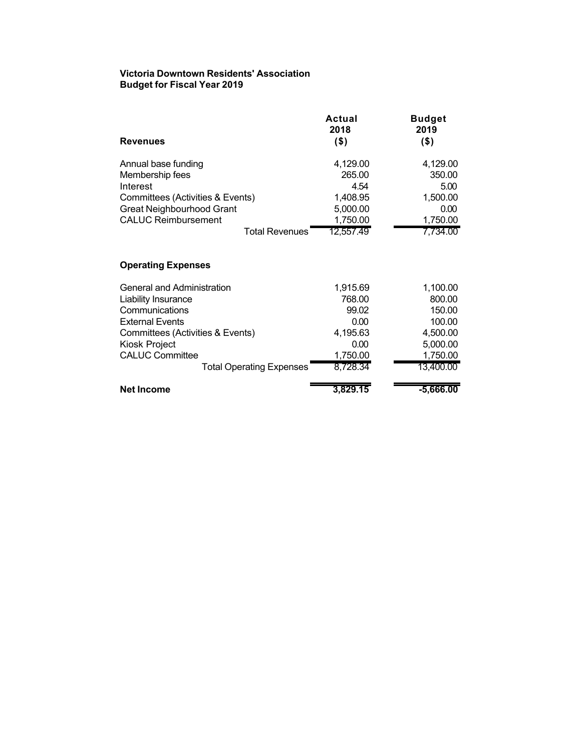**Victoria Downtown Residents' Association**
**Budget for Fiscal Year 2019**

| **Revenues** | **Actual 2018 ($)** | **Budget 2019 ($)** |
|---|---|---|
| Annual base funding | 4,129.00 | 4,129.00 |
| Membership fees | 265.00 | 350.00 |
| Interest | 4.54 | 5.00 |
| Committees (Activities & Events) | 1,408.95 | 1,500.00 |
| Great Neighbourhood Grant | 5,000.00 | 0.00 |
| CALUC Reimbursement | 1,750.00 | 1,750.00 |
| Total Revenues | 12,557.49 | 7,734.00 |
| | | |
| **Operating Expenses** | | |
| General and Administration | 1,915.69 | 1,100.00 |
| Liability Insurance | 768.00 | 800.00 |
| Communications | 99.02 | 150.00 |
| External Events | 0.00 | 100.00 |
| Committees (Activities & Events) | 4,195.63 | 4,500.00 |
| Kiosk Project | 0.00 | 5,000.00 |
| CALUC Committee | 1,750.00 | 1,750.00 |
| Total Operating Expenses | 8,728.34 | 13,400.00 |
| | | |
| **Net Income** | **3,829.15** | **-5,666.00** |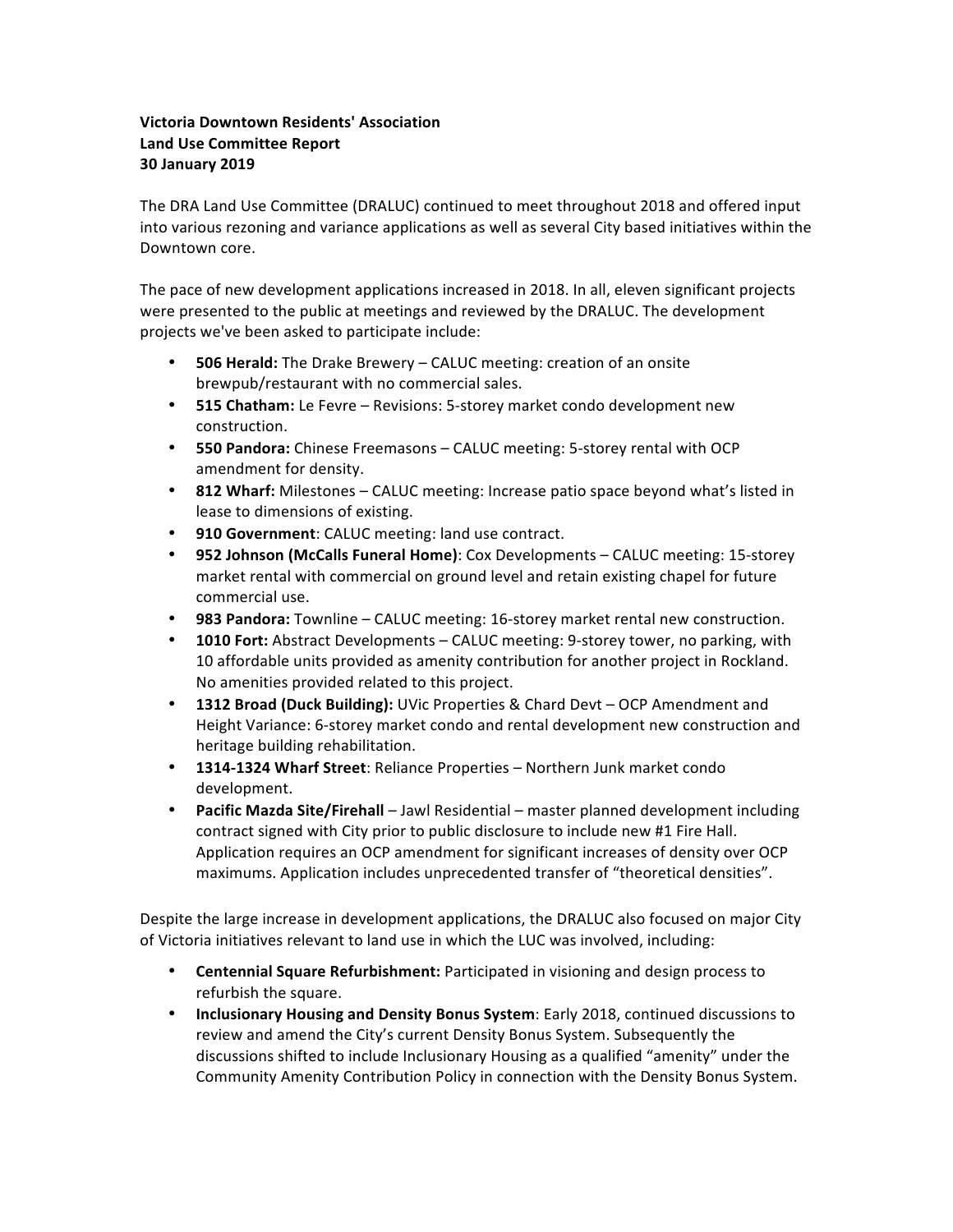**Victoria Downtown Residents' Association**
**Land Use Committee Report**
**30 January 2019**

The DRA Land Use Committee (DRALUC) continued to meet throughout 2018 and offered input into various rezoning and variance applications as well as several City based initiatives within the Downtown core.

The pace of new development applications increased in 2018. In all, eleven significant projects were presented to the public at meetings and reviewed by the DRALUC. The development projects we've been asked to participate include:

- **506 Herald:** The Drake Brewery – CALUC meeting: creation of an onsite brewpub/restaurant with no commercial sales.
- **515 Chatham:** Le Fevre – Revisions: 5-storey market condo development new construction.
- **550 Pandora:** Chinese Freemasons – CALUC meeting: 5-storey rental with OCP amendment for density.
- **812 Wharf:** Milestones – CALUC meeting: Increase patio space beyond what's listed in lease to dimensions of existing.
- **910 Government**: CALUC meeting: land use contract.
- **952 Johnson (McCalls Funeral Home)**: Cox Developments – CALUC meeting: 15-storey market rental with commercial on ground level and retain existing chapel for future commercial use.
- **983 Pandora:** Townline – CALUC meeting: 16-storey market rental new construction.
- **1010 Fort:** Abstract Developments – CALUC meeting: 9-storey tower, no parking, with 10 affordable units provided as amenity contribution for another project in Rockland. No amenities provided related to this project.
- **1312 Broad (Duck Building):** UVic Properties & Chard Devt – OCP Amendment and Height Variance: 6-storey market condo and rental development new construction and heritage building rehabilitation.
- **1314-1324 Wharf Street**: Reliance Properties – Northern Junk market condo development.
- **Pacific Mazda Site/Firehall** – Jawl Residential – master planned development including contract signed with City prior to public disclosure to include new #1 Fire Hall. Application requires an OCP amendment for significant increases of density over OCP maximums. Application includes unprecedented transfer of "theoretical densities".

Despite the large increase in development applications, the DRALUC also focused on major City of Victoria initiatives relevant to land use in which the LUC was involved, including:

- **Centennial Square Refurbishment:** Participated in visioning and design process to refurbish the square.
- **Inclusionary Housing and Density Bonus System**: Early 2018, continued discussions to review and amend the City's current Density Bonus System. Subsequently the discussions shifted to include Inclusionary Housing as a qualified "amenity" under the Community Amenity Contribution Policy in connection with the Density Bonus System.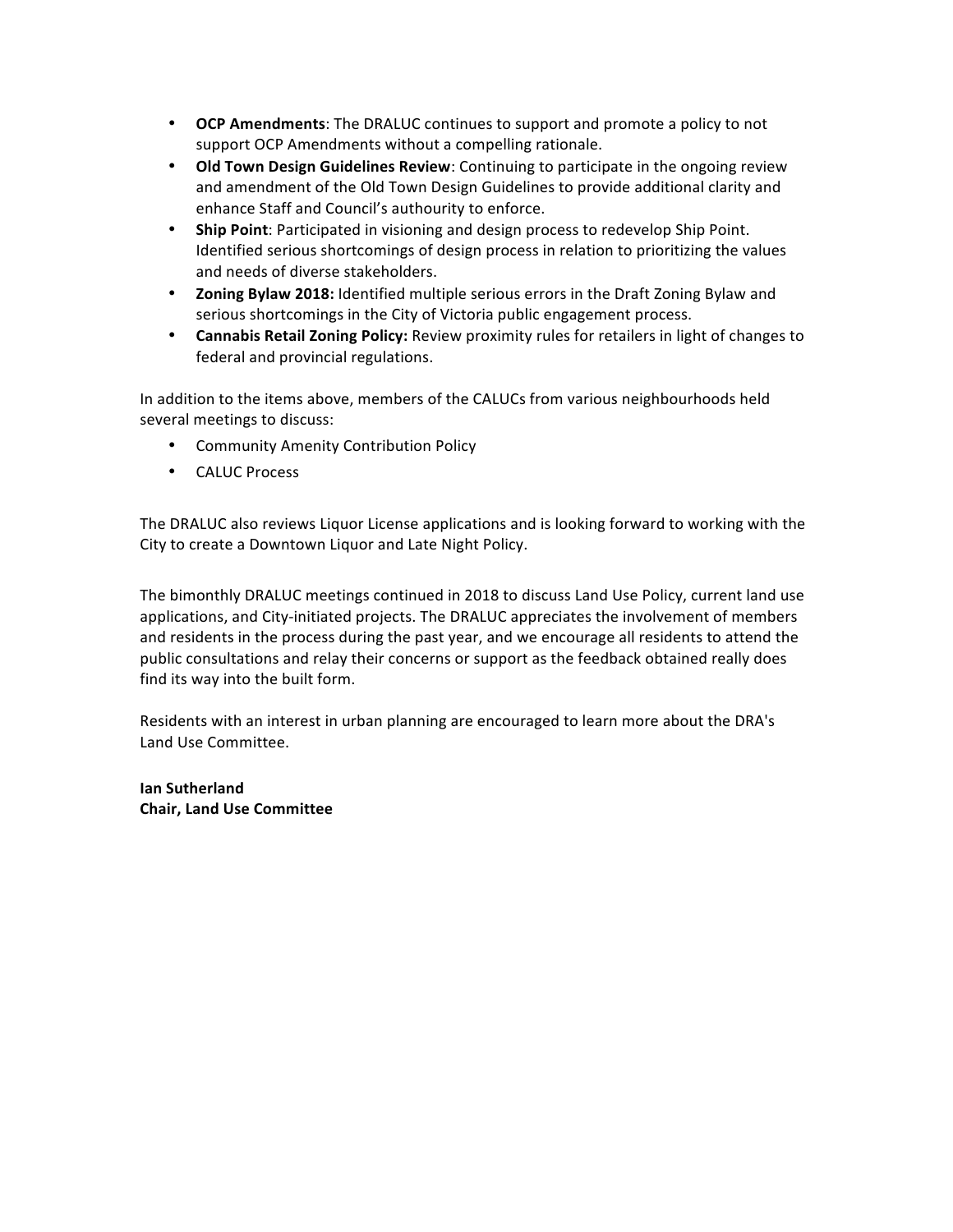- **OCP Amendments**: The DRALUC continues to support and promote a policy to not support OCP Amendments without a compelling rationale.
- **Old Town Design Guidelines Review**: Continuing to participate in the ongoing review and amendment of the Old Town Design Guidelines to provide additional clarity and enhance Staff and Council's authourity to enforce.
- **Ship Point**: Participated in visioning and design process to redevelop Ship Point. Identified serious shortcomings of design process in relation to prioritizing the values and needs of diverse stakeholders.
- **Zoning Bylaw 2018:** Identified multiple serious errors in the Draft Zoning Bylaw and serious shortcomings in the City of Victoria public engagement process.
- **Cannabis Retail Zoning Policy:** Review proximity rules for retailers in light of changes to federal and provincial regulations.

In addition to the items above, members of the CALUCs from various neighbourhoods held several meetings to discuss:

- Community Amenity Contribution Policy
- CALUC Process

The DRALUC also reviews Liquor License applications and is looking forward to working with the City to create a Downtown Liquor and Late Night Policy.

The bimonthly DRALUC meetings continued in 2018 to discuss Land Use Policy, current land use applications, and City-initiated projects. The DRALUC appreciates the involvement of members and residents in the process during the past year, and we encourage all residents to attend the public consultations and relay their concerns or support as the feedback obtained really does find its way into the built form.

Residents with an interest in urban planning are encouraged to learn more about the DRA's Land Use Committee.

**Ian Sutherland**
**Chair, Land Use Committee**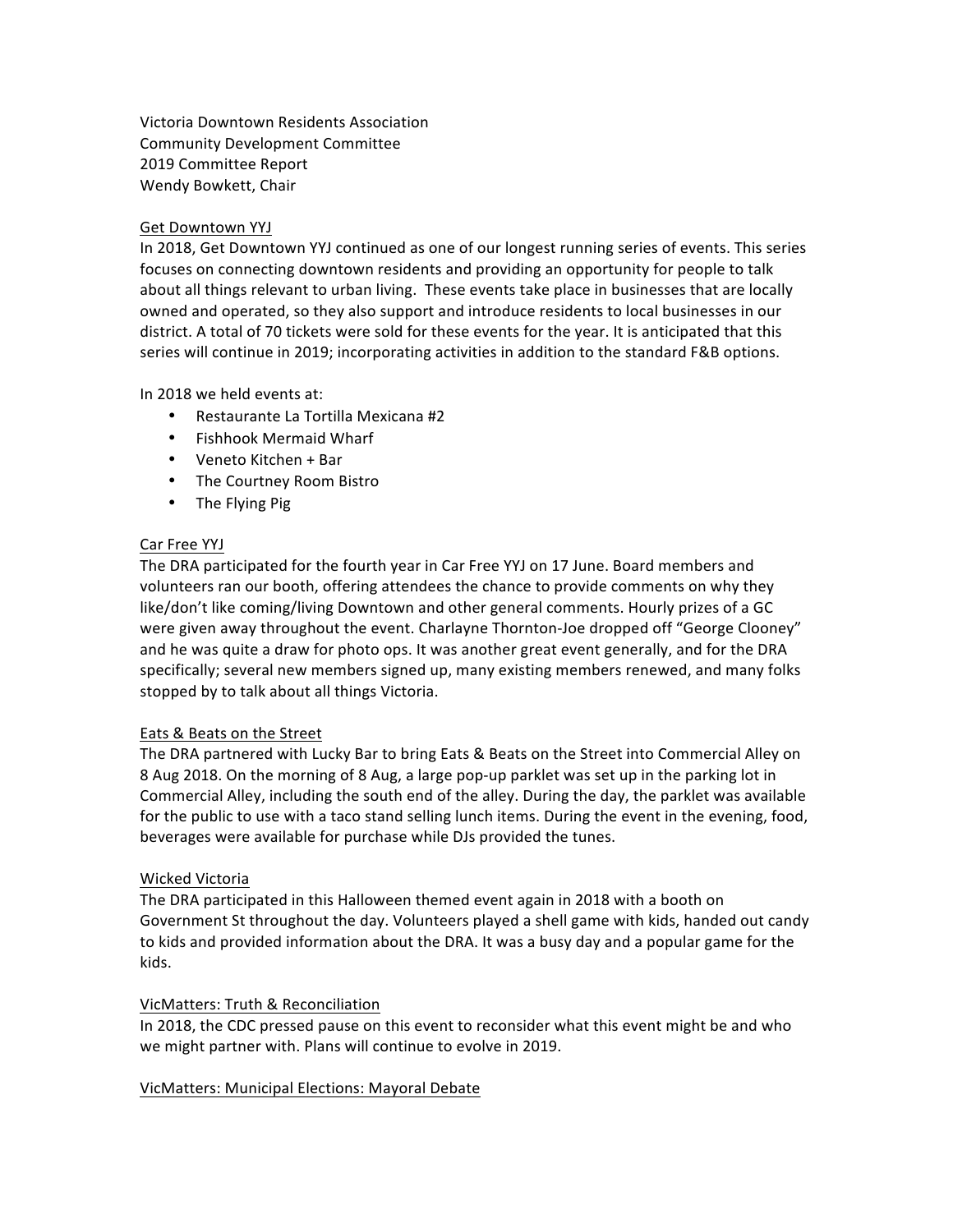Victoria Downtown Residents Association
Community Development Committee
2019 Committee Report
Wendy Bowkett, Chair

## Get Downtown YYJ

In 2018, Get Downtown YYJ continued as one of our longest running series of events. This series focuses on connecting downtown residents and providing an opportunity for people to talk about all things relevant to urban living. These events take place in businesses that are locally owned and operated, so they also support and introduce residents to local businesses in our district. A total of 70 tickets were sold for these events for the year. It is anticipated that this series will continue in 2019; incorporating activities in addition to the standard F&B options.

In 2018 we held events at:

- Restaurante La Tortilla Mexicana #2
- Fishhook Mermaid Wharf
- Veneto Kitchen + Bar
- The Courtney Room Bistro
- The Flying Pig

## Car Free YYJ

The DRA participated for the fourth year in Car Free YYJ on 17 June. Board members and volunteers ran our booth, offering attendees the chance to provide comments on why they like/don't like coming/living Downtown and other general comments. Hourly prizes of a GC were given away throughout the event. Charlayne Thornton-Joe dropped off "George Clooney" and he was quite a draw for photo ops. It was another great event generally, and for the DRA specifically; several new members signed up, many existing members renewed, and many folks stopped by to talk about all things Victoria.

## Eats & Beats on the Street

The DRA partnered with Lucky Bar to bring Eats & Beats on the Street into Commercial Alley on 8 Aug 2018. On the morning of 8 Aug, a large pop-up parklet was set up in the parking lot in Commercial Alley, including the south end of the alley. During the day, the parklet was available for the public to use with a taco stand selling lunch items. During the event in the evening, food, beverages were available for purchase while DJs provided the tunes.

## Wicked Victoria

The DRA participated in this Halloween themed event again in 2018 with a booth on Government St throughout the day. Volunteers played a shell game with kids, handed out candy to kids and provided information about the DRA. It was a busy day and a popular game for the kids.

## VicMatters: Truth & Reconciliation

In 2018, the CDC pressed pause on this event to reconsider what this event might be and who we might partner with. Plans will continue to evolve in 2019.

## VicMatters: Municipal Elections: Mayoral Debate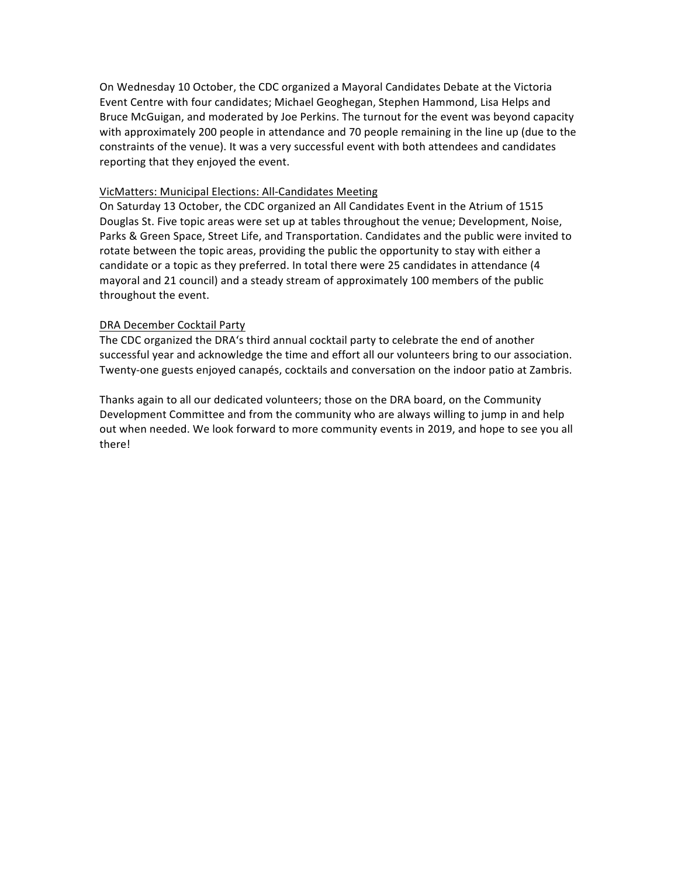On Wednesday 10 October, the CDC organized a Mayoral Candidates Debate at the Victoria Event Centre with four candidates; Michael Geoghegan, Stephen Hammond, Lisa Helps and Bruce McGuigan, and moderated by Joe Perkins. The turnout for the event was beyond capacity with approximately 200 people in attendance and 70 people remaining in the line up (due to the constraints of the venue). It was a very successful event with both attendees and candidates reporting that they enjoyed the event.

<u>VicMatters: Municipal Elections: All-Candidates Meeting</u>

On Saturday 13 October, the CDC organized an All Candidates Event in the Atrium of 1515 Douglas St. Five topic areas were set up at tables throughout the venue; Development, Noise, Parks & Green Space, Street Life, and Transportation. Candidates and the public were invited to rotate between the topic areas, providing the public the opportunity to stay with either a candidate or a topic as they preferred. In total there were 25 candidates in attendance (4 mayoral and 21 council) and a steady stream of approximately 100 members of the public throughout the event.

<u>DRA December Cocktail Party</u>

The CDC organized the DRA's third annual cocktail party to celebrate the end of another successful year and acknowledge the time and effort all our volunteers bring to our association. Twenty-one guests enjoyed canapés, cocktails and conversation on the indoor patio at Zambris.

Thanks again to all our dedicated volunteers; those on the DRA board, on the Community Development Committee and from the community who are always willing to jump in and help out when needed. We look forward to more community events in 2019, and hope to see you all there!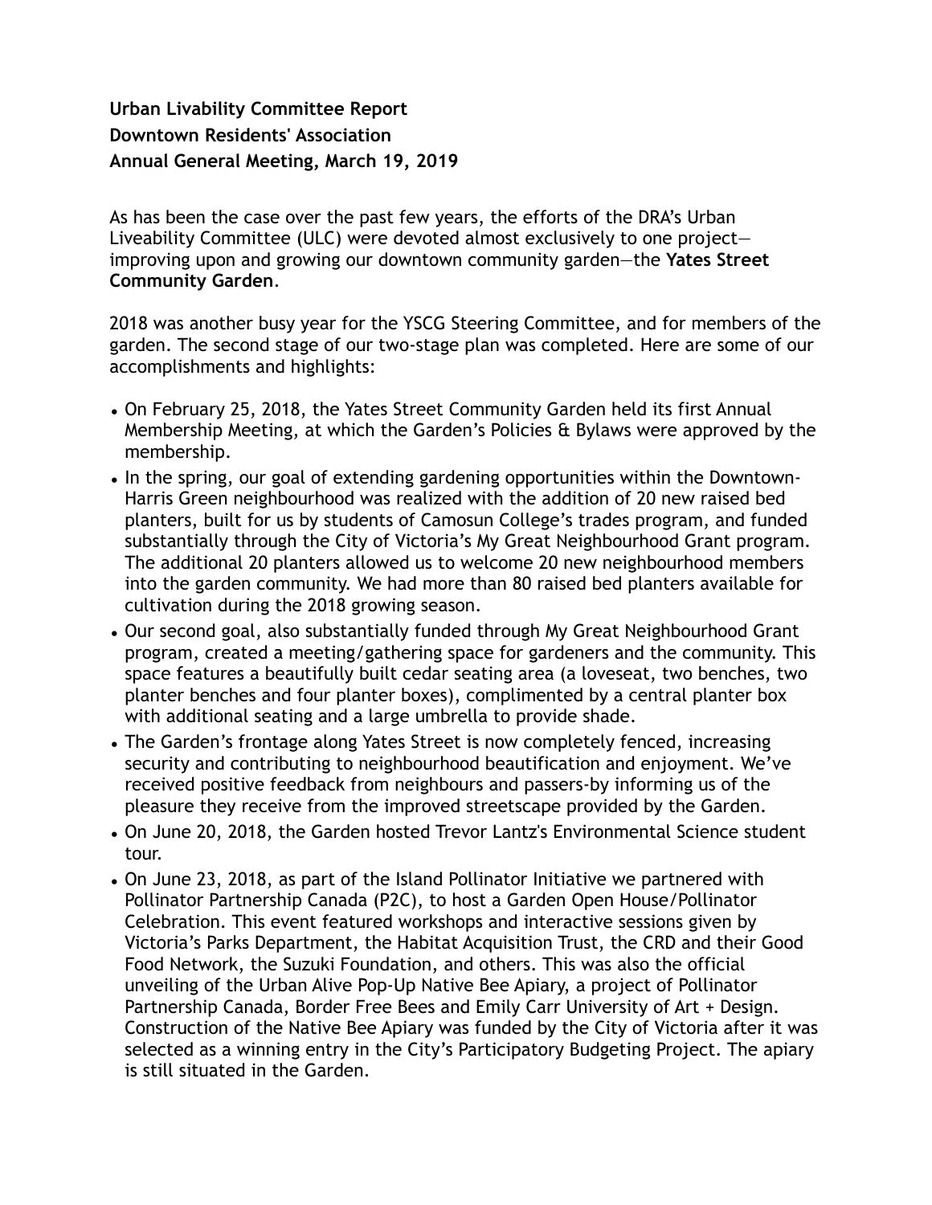**Urban Livability Committee Report**
**Downtown Residents' Association**
**Annual General Meeting, March 19, 2019**

As has been the case over the past few years, the efforts of the DRA's Urban Liveability Committee (ULC) were devoted almost exclusively to one project—improving upon and growing our downtown community garden—the **Yates Street Community Garden**.

2018 was another busy year for the YSCG Steering Committee, and for members of the garden. The second stage of our two-stage plan was completed. Here are some of our accomplishments and highlights:

- On February 25, 2018, the Yates Street Community Garden held its first Annual Membership Meeting, at which the Garden's Policies & Bylaws were approved by the membership.
- In the spring, our goal of extending gardening opportunities within the Downtown-Harris Green neighbourhood was realized with the addition of 20 new raised bed planters, built for us by students of Camosun College's trades program, and funded substantially through the City of Victoria's My Great Neighbourhood Grant program. The additional 20 planters allowed us to welcome 20 new neighbourhood members into the garden community. We had more than 80 raised bed planters available for cultivation during the 2018 growing season.
- Our second goal, also substantially funded through My Great Neighbourhood Grant program, created a meeting/gathering space for gardeners and the community. This space features a beautifully built cedar seating area (a loveseat, two benches, two planter benches and four planter boxes), complimented by a central planter box with additional seating and a large umbrella to provide shade.
- The Garden's frontage along Yates Street is now completely fenced, increasing security and contributing to neighbourhood beautification and enjoyment. We've received positive feedback from neighbours and passers-by informing us of the pleasure they receive from the improved streetscape provided by the Garden.
- On June 20, 2018, the Garden hosted Trevor Lantz's Environmental Science student tour.
- On June 23, 2018, as part of the Island Pollinator Initiative we partnered with Pollinator Partnership Canada (P2C), to host a Garden Open House/Pollinator Celebration. This event featured workshops and interactive sessions given by Victoria's Parks Department, the Habitat Acquisition Trust, the CRD and their Good Food Network, the Suzuki Foundation, and others. This was also the official unveiling of the Urban Alive Pop-Up Native Bee Apiary, a project of Pollinator Partnership Canada, Border Free Bees and Emily Carr University of Art + Design. Construction of the Native Bee Apiary was funded by the City of Victoria after it was selected as a winning entry in the City's Participatory Budgeting Project. The apiary is still situated in the Garden.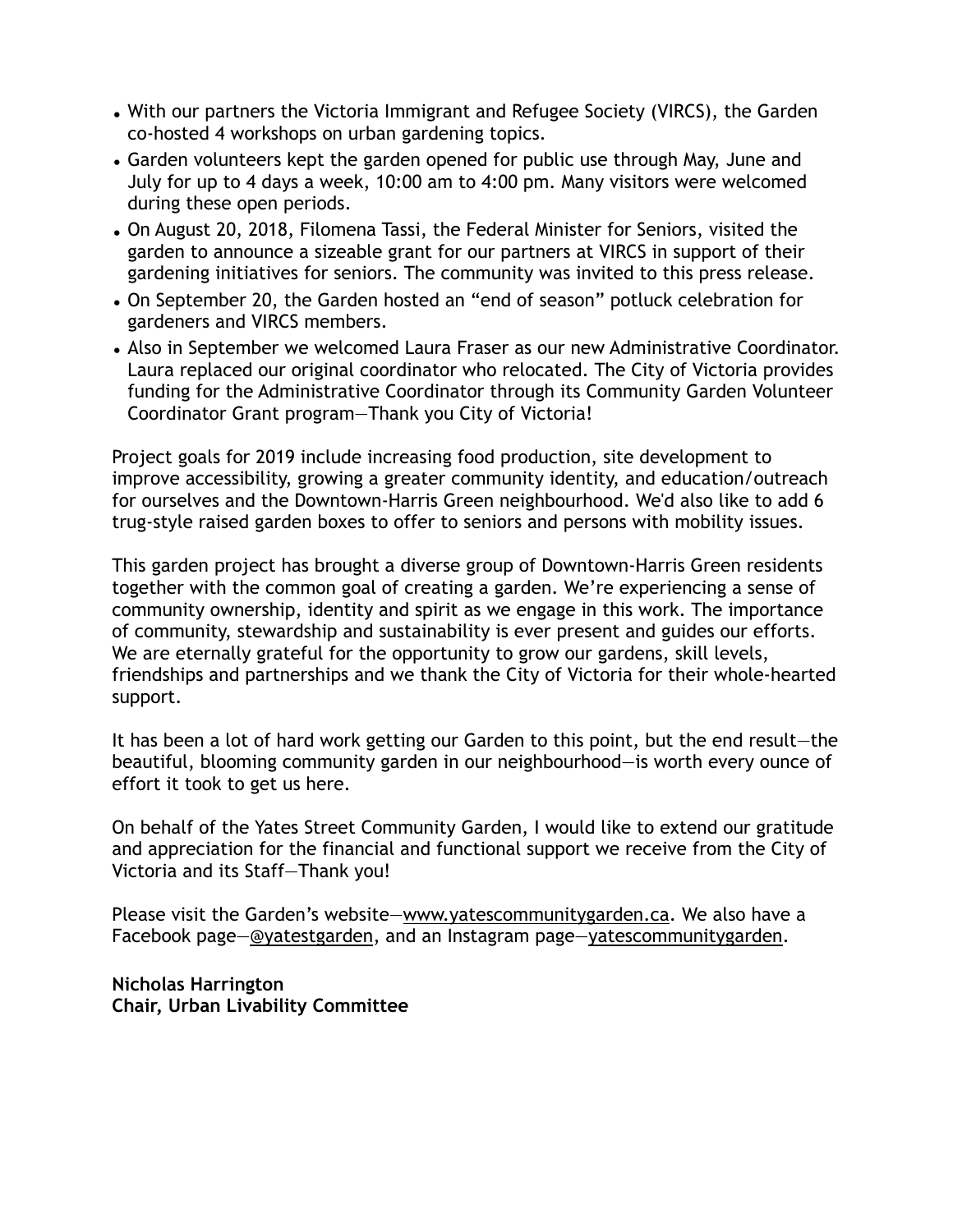- With our partners the Victoria Immigrant and Refugee Society (VIRCS), the Garden co-hosted 4 workshops on urban gardening topics.
- Garden volunteers kept the garden opened for public use through May, June and July for up to 4 days a week, 10:00 am to 4:00 pm. Many visitors were welcomed during these open periods.
- On August 20, 2018, Filomena Tassi, the Federal Minister for Seniors, visited the garden to announce a sizeable grant for our partners at VIRCS in support of their gardening initiatives for seniors. The community was invited to this press release.
- On September 20, the Garden hosted an "end of season" potluck celebration for gardeners and VIRCS members.
- Also in September we welcomed Laura Fraser as our new Administrative Coordinator. Laura replaced our original coordinator who relocated. The City of Victoria provides funding for the Administrative Coordinator through its Community Garden Volunteer Coordinator Grant program—Thank you City of Victoria!

Project goals for 2019 include increasing food production, site development to improve accessibility, growing a greater community identity, and education/outreach for ourselves and the Downtown-Harris Green neighbourhood. We'd also like to add 6 trug-style raised garden boxes to offer to seniors and persons with mobility issues.

This garden project has brought a diverse group of Downtown-Harris Green residents together with the common goal of creating a garden. We're experiencing a sense of community ownership, identity and spirit as we engage in this work. The importance of community, stewardship and sustainability is ever present and guides our efforts. We are eternally grateful for the opportunity to grow our gardens, skill levels, friendships and partnerships and we thank the City of Victoria for their whole-hearted support.

It has been a lot of hard work getting our Garden to this point, but the end result—the beautiful, blooming community garden in our neighbourhood—is worth every ounce of effort it took to get us here.

On behalf of the Yates Street Community Garden, I would like to extend our gratitude and appreciation for the financial and functional support we receive from the City of Victoria and its Staff—Thank you!

Please visit the Garden's website—www.yatescommunitygarden.ca. We also have a Facebook page—@yatestgarden, and an Instagram page—yatescommunitygarden.

**Nicholas Harrington**
**Chair, Urban Livability Committee**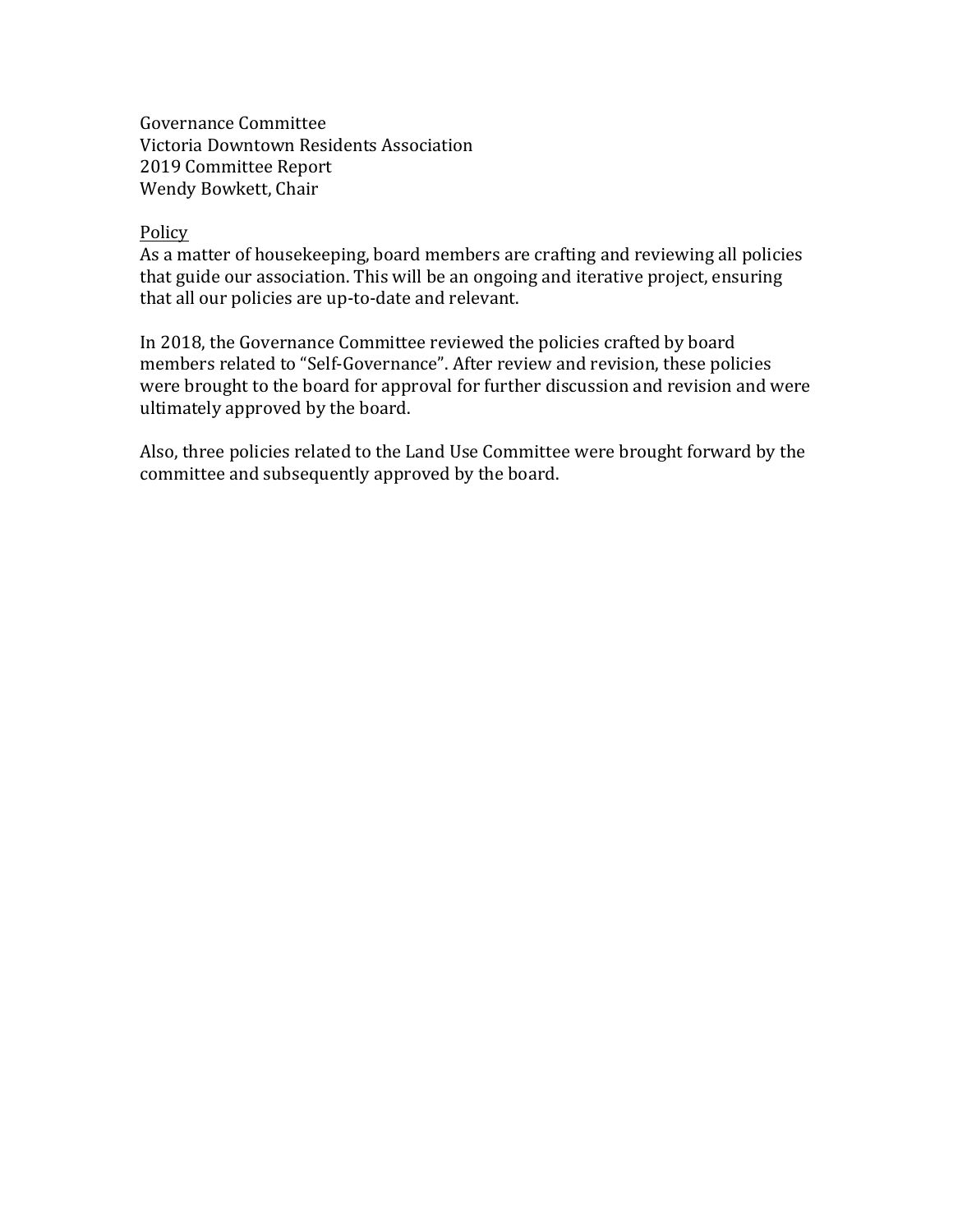Governance Committee
Victoria Downtown Residents Association
2019 Committee Report
Wendy Bowkett, Chair

<u>Policy</u>

As a matter of housekeeping, board members are crafting and reviewing all policies that guide our association. This will be an ongoing and iterative project, ensuring that all our policies are up-to-date and relevant.

In 2018, the Governance Committee reviewed the policies crafted by board members related to "Self-Governance". After review and revision, these policies were brought to the board for approval for further discussion and revision and were ultimately approved by the board.

Also, three policies related to the Land Use Committee were brought forward by the committee and subsequently approved by the board.